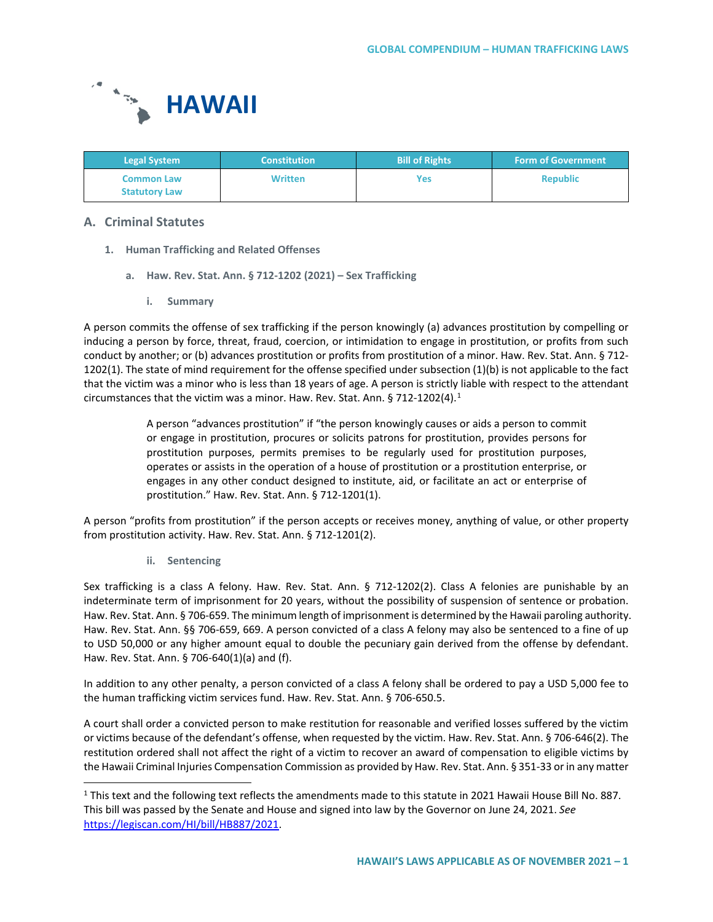# HAWAII

| Legal System | Constitution | Bill of Rights | Form of Government |
|---|---|---|---|
| Common Law<br>Statutory Law | Written | Yes | Republic |

## A. Criminal Statutes

### 1. Human Trafficking and Related Offenses

#### a. Haw. Rev. Stat. Ann. § 712-1202 (2021) – Sex Trafficking

##### i. Summary

A person commits the offense of sex trafficking if the person knowingly (a) advances prostitution by compelling or inducing a person by force, threat, fraud, coercion, or intimidation to engage in prostitution, or profits from such conduct by another; or (b) advances prostitution or profits from prostitution of a minor. Haw. Rev. Stat. Ann. § 712-1202(1). The state of mind requirement for the offense specified under subsection (1)(b) is not applicable to the fact that the victim was a minor who is less than 18 years of age. A person is strictly liable with respect to the attendant circumstances that the victim was a minor. Haw. Rev. Stat. Ann. § 712-1202(4).[1]

> A person "advances prostitution" if "the person knowingly causes or aids a person to commit or engage in prostitution, procures or solicits patrons for prostitution, provides persons for prostitution purposes, permits premises to be regularly used for prostitution purposes, operates or assists in the operation of a house of prostitution or a prostitution enterprise, or engages in any other conduct designed to institute, aid, or facilitate an act or enterprise of prostitution." Haw. Rev. Stat. Ann. § 712-1201(1).

A person "profits from prostitution" if the person accepts or receives money, anything of value, or other property from prostitution activity. Haw. Rev. Stat. Ann. § 712-1201(2).

##### ii. Sentencing

Sex trafficking is a class A felony. Haw. Rev. Stat. Ann. § 712-1202(2). Class A felonies are punishable by an indeterminate term of imprisonment for 20 years, without the possibility of suspension of sentence or probation. Haw. Rev. Stat. Ann. § 706-659. The minimum length of imprisonment is determined by the Hawaii paroling authority. Haw. Rev. Stat. Ann. §§ 706-659, 669. A person convicted of a class A felony may also be sentenced to a fine of up to USD 50,000 or any higher amount equal to double the pecuniary gain derived from the offense by defendant. Haw. Rev. Stat. Ann. § 706-640(1)(a) and (f).

In addition to any other penalty, a person convicted of a class A felony shall be ordered to pay a USD 5,000 fee to the human trafficking victim services fund. Haw. Rev. Stat. Ann. § 706-650.5.

A court shall order a convicted person to make restitution for reasonable and verified losses suffered by the victim or victims because of the defendant's offense, when requested by the victim. Haw. Rev. Stat. Ann. § 706-646(2). The restitution ordered shall not affect the right of a victim to recover an award of compensation to eligible victims by the Hawaii Criminal Injuries Compensation Commission as provided by Haw. Rev. Stat. Ann. § 351-33 or in any matter

---

[1] This text and the following text reflects the amendments made to this statute in 2021 Hawaii House Bill No. 887. This bill was passed by the Senate and House and signed into law by the Governor on June 24, 2021. *See* https://legiscan.com/HI/bill/HB887/2021.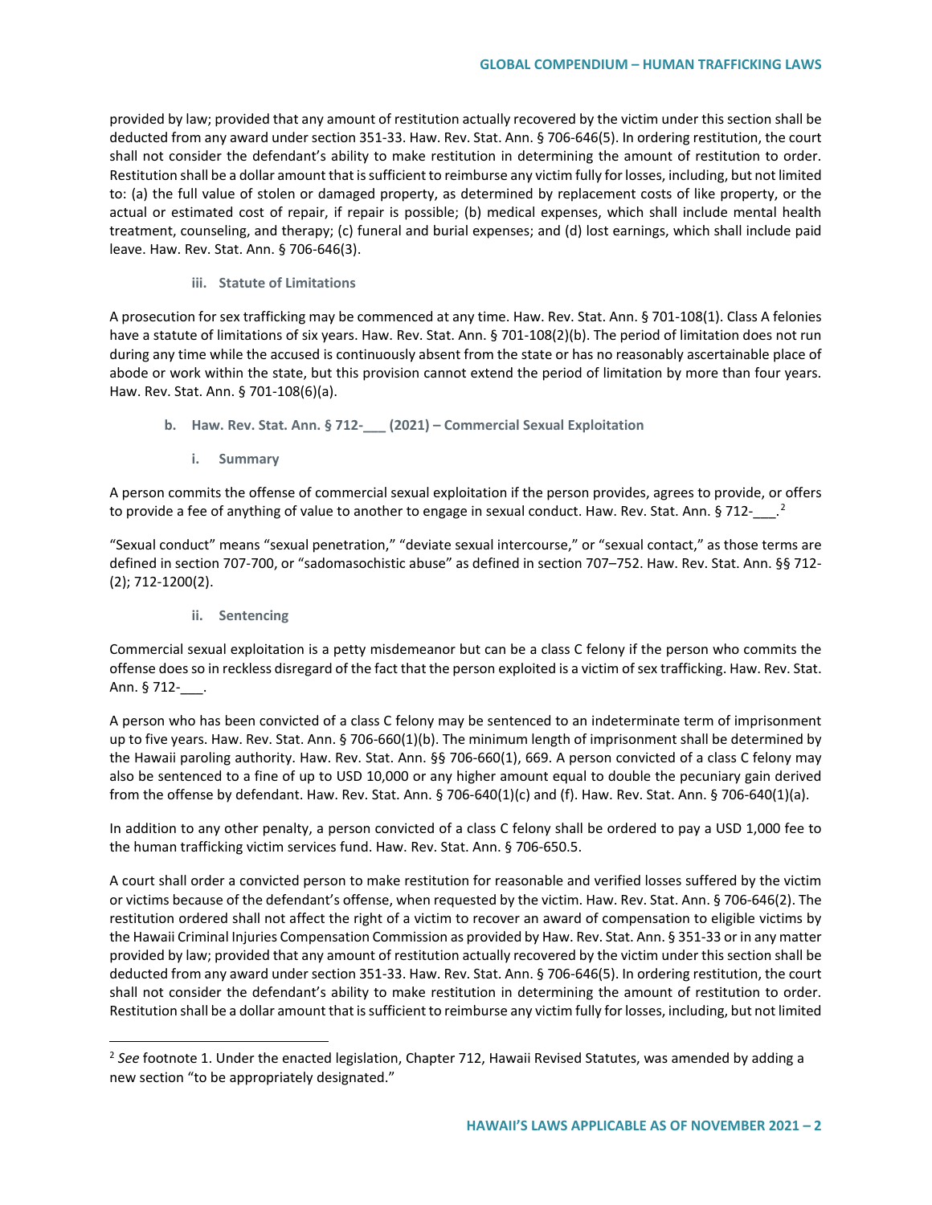provided by law; provided that any amount of restitution actually recovered by the victim under this section shall be deducted from any award under section 351-33. Haw. Rev. Stat. Ann. § 706-646(5). In ordering restitution, the court shall not consider the defendant's ability to make restitution in determining the amount of restitution to order. Restitution shall be a dollar amount that is sufficient to reimburse any victim fully for losses, including, but not limited to: (a) the full value of stolen or damaged property, as determined by replacement costs of like property, or the actual or estimated cost of repair, if repair is possible; (b) medical expenses, which shall include mental health treatment, counseling, and therapy; (c) funeral and burial expenses; and (d) lost earnings, which shall include paid leave. Haw. Rev. Stat. Ann. § 706-646(3).

#### iii. Statute of Limitations

A prosecution for sex trafficking may be commenced at any time. Haw. Rev. Stat. Ann. § 701-108(1). Class A felonies have a statute of limitations of six years. Haw. Rev. Stat. Ann. § 701-108(2)(b). The period of limitation does not run during any time while the accused is continuously absent from the state or has no reasonably ascertainable place of abode or work within the state, but this provision cannot extend the period of limitation by more than four years. Haw. Rev. Stat. Ann. § 701-108(6)(a).

### b. Haw. Rev. Stat. Ann. § 712-___ (2021) – Commercial Sexual Exploitation

#### i. Summary

A person commits the offense of commercial sexual exploitation if the person provides, agrees to provide, or offers to provide a fee of anything of value to another to engage in sexual conduct. Haw. Rev. Stat. Ann. § 712-___.[2]

"Sexual conduct" means "sexual penetration," "deviate sexual intercourse," or "sexual contact," as those terms are defined in section 707-700, or "sadomasochistic abuse" as defined in section 707–752. Haw. Rev. Stat. Ann. §§ 712-(2); 712-1200(2).

#### ii. Sentencing

Commercial sexual exploitation is a petty misdemeanor but can be a class C felony if the person who commits the offense does so in reckless disregard of the fact that the person exploited is a victim of sex trafficking. Haw. Rev. Stat. Ann. § 712-___.

A person who has been convicted of a class C felony may be sentenced to an indeterminate term of imprisonment up to five years. Haw. Rev. Stat. Ann. § 706-660(1)(b). The minimum length of imprisonment shall be determined by the Hawaii paroling authority. Haw. Rev. Stat. Ann. §§ 706-660(1), 669. A person convicted of a class C felony may also be sentenced to a fine of up to USD 10,000 or any higher amount equal to double the pecuniary gain derived from the offense by defendant. Haw. Rev. Stat. Ann. § 706-640(1)(c) and (f). Haw. Rev. Stat. Ann. § 706-640(1)(a).

In addition to any other penalty, a person convicted of a class C felony shall be ordered to pay a USD 1,000 fee to the human trafficking victim services fund. Haw. Rev. Stat. Ann. § 706-650.5.

A court shall order a convicted person to make restitution for reasonable and verified losses suffered by the victim or victims because of the defendant's offense, when requested by the victim. Haw. Rev. Stat. Ann. § 706-646(2). The restitution ordered shall not affect the right of a victim to recover an award of compensation to eligible victims by the Hawaii Criminal Injuries Compensation Commission as provided by Haw. Rev. Stat. Ann. § 351-33 or in any matter provided by law; provided that any amount of restitution actually recovered by the victim under this section shall be deducted from any award under section 351-33. Haw. Rev. Stat. Ann. § 706-646(5). In ordering restitution, the court shall not consider the defendant's ability to make restitution in determining the amount of restitution to order. Restitution shall be a dollar amount that is sufficient to reimburse any victim fully for losses, including, but not limited

---

[2] *See* footnote 1. Under the enacted legislation, Chapter 712, Hawaii Revised Statutes, was amended by adding a new section "to be appropriately designated."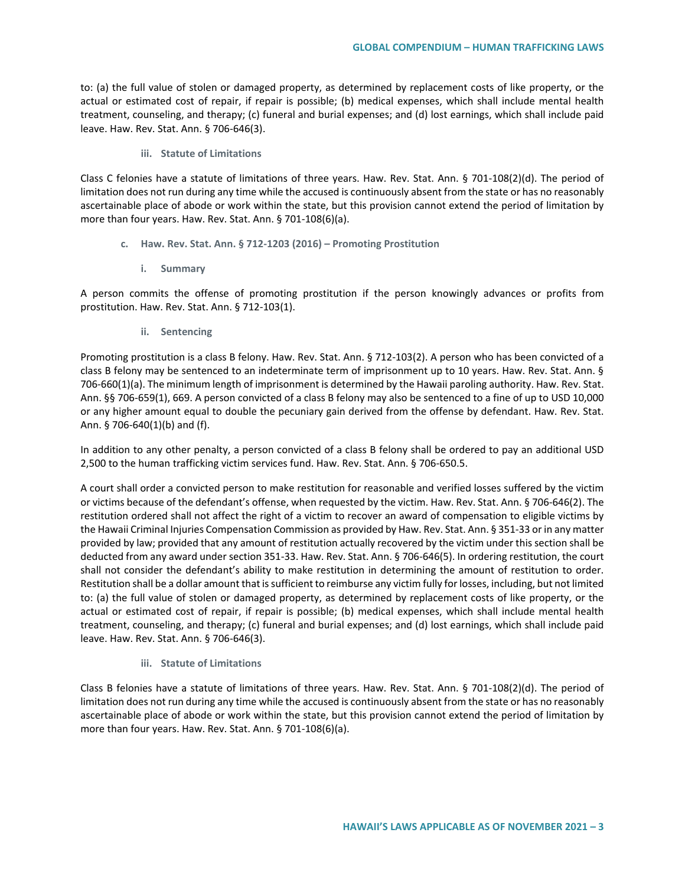to: (a) the full value of stolen or damaged property, as determined by replacement costs of like property, or the actual or estimated cost of repair, if repair is possible; (b) medical expenses, which shall include mental health treatment, counseling, and therapy; (c) funeral and burial expenses; and (d) lost earnings, which shall include paid leave. Haw. Rev. Stat. Ann. § 706-646(3).

#### iii. Statute of Limitations

Class C felonies have a statute of limitations of three years. Haw. Rev. Stat. Ann. § 701-108(2)(d). The period of limitation does not run during any time while the accused is continuously absent from the state or has no reasonably ascertainable place of abode or work within the state, but this provision cannot extend the period of limitation by more than four years. Haw. Rev. Stat. Ann. § 701-108(6)(a).

### c. Haw. Rev. Stat. Ann. § 712-1203 (2016) – Promoting Prostitution

#### i. Summary

A person commits the offense of promoting prostitution if the person knowingly advances or profits from prostitution. Haw. Rev. Stat. Ann. § 712-103(1).

#### ii. Sentencing

Promoting prostitution is a class B felony. Haw. Rev. Stat. Ann. § 712-103(2). A person who has been convicted of a class B felony may be sentenced to an indeterminate term of imprisonment up to 10 years. Haw. Rev. Stat. Ann. § 706-660(1)(a). The minimum length of imprisonment is determined by the Hawaii paroling authority. Haw. Rev. Stat. Ann. §§ 706-659(1), 669. A person convicted of a class B felony may also be sentenced to a fine of up to USD 10,000 or any higher amount equal to double the pecuniary gain derived from the offense by defendant. Haw. Rev. Stat. Ann. § 706-640(1)(b) and (f).

In addition to any other penalty, a person convicted of a class B felony shall be ordered to pay an additional USD 2,500 to the human trafficking victim services fund. Haw. Rev. Stat. Ann. § 706-650.5.

A court shall order a convicted person to make restitution for reasonable and verified losses suffered by the victim or victims because of the defendant's offense, when requested by the victim. Haw. Rev. Stat. Ann. § 706-646(2). The restitution ordered shall not affect the right of a victim to recover an award of compensation to eligible victims by the Hawaii Criminal Injuries Compensation Commission as provided by Haw. Rev. Stat. Ann. § 351-33 or in any matter provided by law; provided that any amount of restitution actually recovered by the victim under this section shall be deducted from any award under section 351-33. Haw. Rev. Stat. Ann. § 706-646(5). In ordering restitution, the court shall not consider the defendant's ability to make restitution in determining the amount of restitution to order. Restitution shall be a dollar amount that is sufficient to reimburse any victim fully for losses, including, but not limited to: (a) the full value of stolen or damaged property, as determined by replacement costs of like property, or the actual or estimated cost of repair, if repair is possible; (b) medical expenses, which shall include mental health treatment, counseling, and therapy; (c) funeral and burial expenses; and (d) lost earnings, which shall include paid leave. Haw. Rev. Stat. Ann. § 706-646(3).

#### iii. Statute of Limitations

Class B felonies have a statute of limitations of three years. Haw. Rev. Stat. Ann. § 701-108(2)(d). The period of limitation does not run during any time while the accused is continuously absent from the state or has no reasonably ascertainable place of abode or work within the state, but this provision cannot extend the period of limitation by more than four years. Haw. Rev. Stat. Ann. § 701-108(6)(a).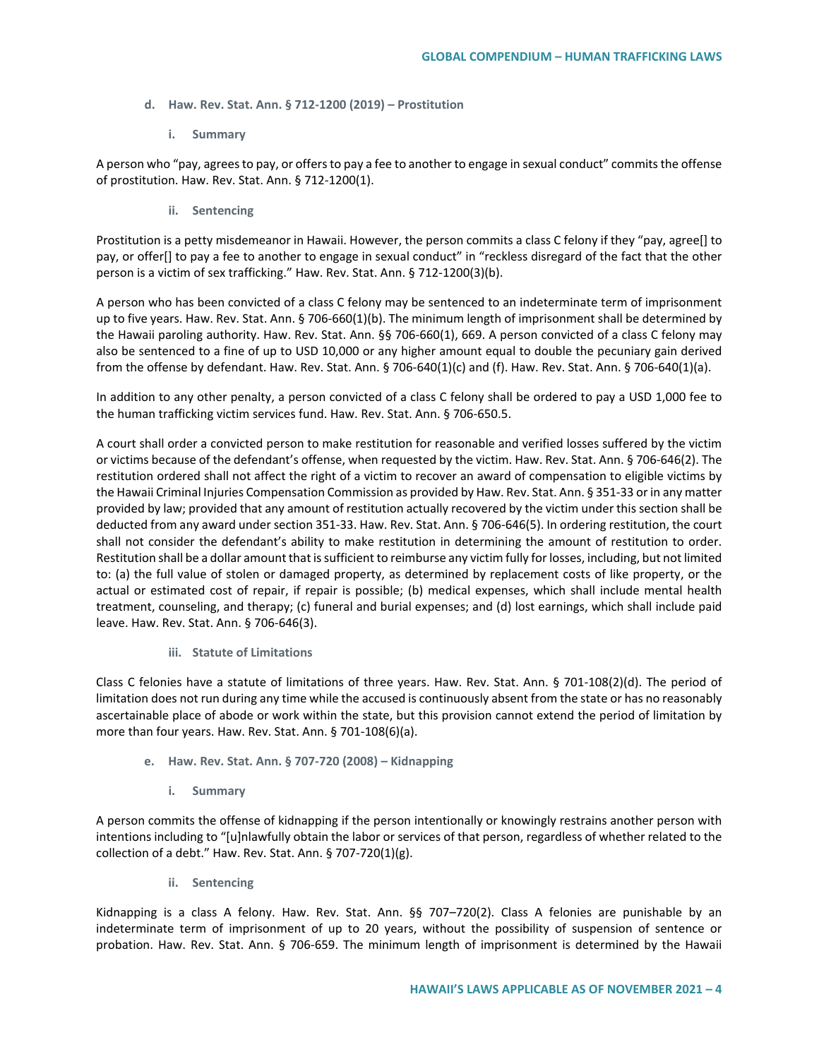#### d. Haw. Rev. Stat. Ann. § 712-1200 (2019) – Prostitution

##### i. Summary

A person who "pay, agrees to pay, or offers to pay a fee to another to engage in sexual conduct" commits the offense of prostitution. Haw. Rev. Stat. Ann. § 712-1200(1).

##### ii. Sentencing

Prostitution is a petty misdemeanor in Hawaii. However, the person commits a class C felony if they "pay, agree[] to pay, or offer[] to pay a fee to another to engage in sexual conduct" in "reckless disregard of the fact that the other person is a victim of sex trafficking." Haw. Rev. Stat. Ann. § 712-1200(3)(b).

A person who has been convicted of a class C felony may be sentenced to an indeterminate term of imprisonment up to five years. Haw. Rev. Stat. Ann. § 706-660(1)(b). The minimum length of imprisonment shall be determined by the Hawaii paroling authority. Haw. Rev. Stat. Ann. §§ 706-660(1), 669. A person convicted of a class C felony may also be sentenced to a fine of up to USD 10,000 or any higher amount equal to double the pecuniary gain derived from the offense by defendant. Haw. Rev. Stat. Ann. § 706-640(1)(c) and (f). Haw. Rev. Stat. Ann. § 706-640(1)(a).

In addition to any other penalty, a person convicted of a class C felony shall be ordered to pay a USD 1,000 fee to the human trafficking victim services fund. Haw. Rev. Stat. Ann. § 706-650.5.

A court shall order a convicted person to make restitution for reasonable and verified losses suffered by the victim or victims because of the defendant's offense, when requested by the victim. Haw. Rev. Stat. Ann. § 706-646(2). The restitution ordered shall not affect the right of a victim to recover an award of compensation to eligible victims by the Hawaii Criminal Injuries Compensation Commission as provided by Haw. Rev. Stat. Ann. § 351-33 or in any matter provided by law; provided that any amount of restitution actually recovered by the victim under this section shall be deducted from any award under section 351-33. Haw. Rev. Stat. Ann. § 706-646(5). In ordering restitution, the court shall not consider the defendant's ability to make restitution in determining the amount of restitution to order. Restitution shall be a dollar amount that is sufficient to reimburse any victim fully for losses, including, but not limited to: (a) the full value of stolen or damaged property, as determined by replacement costs of like property, or the actual or estimated cost of repair, if repair is possible; (b) medical expenses, which shall include mental health treatment, counseling, and therapy; (c) funeral and burial expenses; and (d) lost earnings, which shall include paid leave. Haw. Rev. Stat. Ann. § 706-646(3).

##### iii. Statute of Limitations

Class C felonies have a statute of limitations of three years. Haw. Rev. Stat. Ann. § 701-108(2)(d). The period of limitation does not run during any time while the accused is continuously absent from the state or has no reasonably ascertainable place of abode or work within the state, but this provision cannot extend the period of limitation by more than four years. Haw. Rev. Stat. Ann. § 701-108(6)(a).

#### e. Haw. Rev. Stat. Ann. § 707-720 (2008) – Kidnapping

##### i. Summary

A person commits the offense of kidnapping if the person intentionally or knowingly restrains another person with intentions including to "[u]nlawfully obtain the labor or services of that person, regardless of whether related to the collection of a debt." Haw. Rev. Stat. Ann. § 707-720(1)(g).

##### ii. Sentencing

Kidnapping is a class A felony. Haw. Rev. Stat. Ann. §§ 707–720(2). Class A felonies are punishable by an indeterminate term of imprisonment of up to 20 years, without the possibility of suspension of sentence or probation. Haw. Rev. Stat. Ann. § 706-659. The minimum length of imprisonment is determined by the Hawaii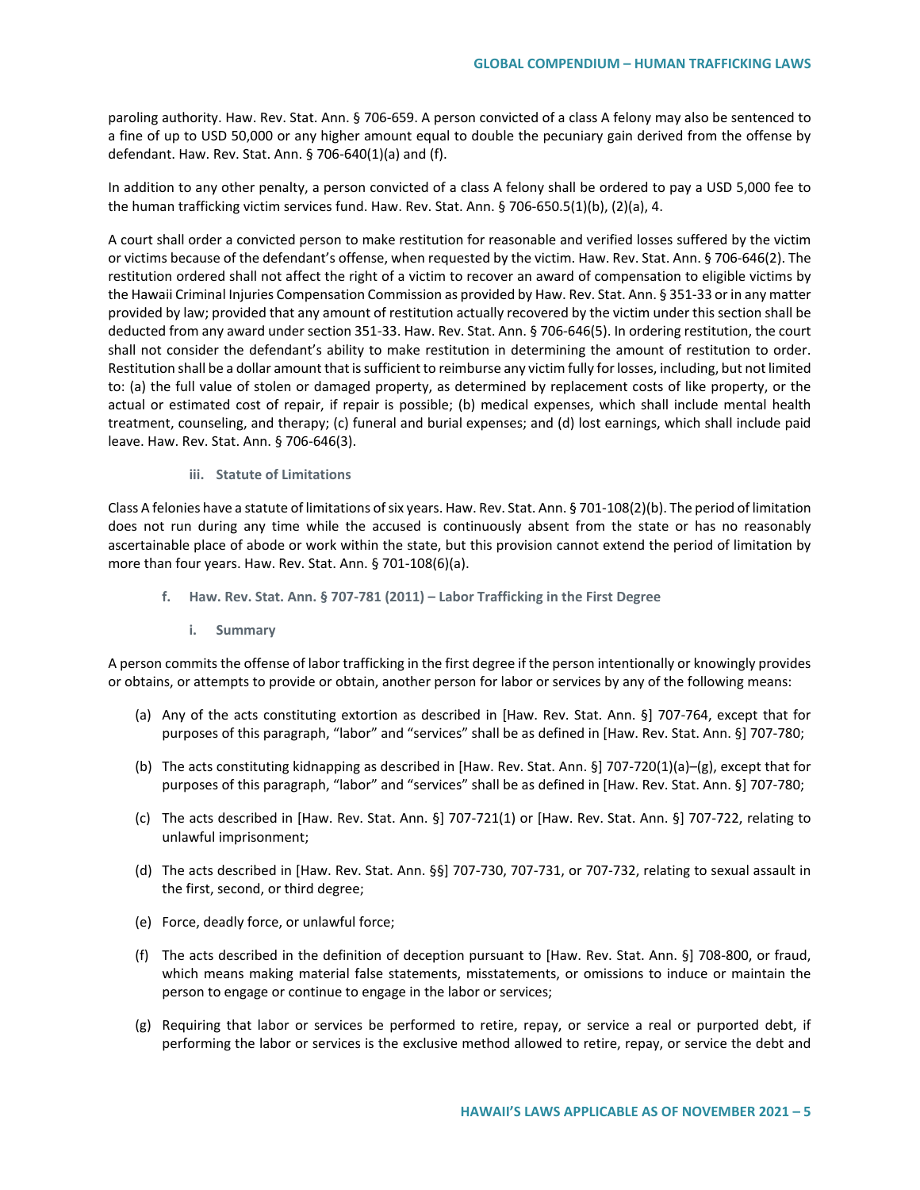paroling authority. Haw. Rev. Stat. Ann. § 706-659. A person convicted of a class A felony may also be sentenced to a fine of up to USD 50,000 or any higher amount equal to double the pecuniary gain derived from the offense by defendant. Haw. Rev. Stat. Ann. § 706-640(1)(a) and (f).

In addition to any other penalty, a person convicted of a class A felony shall be ordered to pay a USD 5,000 fee to the human trafficking victim services fund. Haw. Rev. Stat. Ann. § 706-650.5(1)(b), (2)(a), 4.

A court shall order a convicted person to make restitution for reasonable and verified losses suffered by the victim or victims because of the defendant's offense, when requested by the victim. Haw. Rev. Stat. Ann. § 706-646(2). The restitution ordered shall not affect the right of a victim to recover an award of compensation to eligible victims by the Hawaii Criminal Injuries Compensation Commission as provided by Haw. Rev. Stat. Ann. § 351-33 or in any matter provided by law; provided that any amount of restitution actually recovered by the victim under this section shall be deducted from any award under section 351-33. Haw. Rev. Stat. Ann. § 706-646(5). In ordering restitution, the court shall not consider the defendant's ability to make restitution in determining the amount of restitution to order. Restitution shall be a dollar amount that is sufficient to reimburse any victim fully for losses, including, but not limited to: (a) the full value of stolen or damaged property, as determined by replacement costs of like property, or the actual or estimated cost of repair, if repair is possible; (b) medical expenses, which shall include mental health treatment, counseling, and therapy; (c) funeral and burial expenses; and (d) lost earnings, which shall include paid leave. Haw. Rev. Stat. Ann. § 706-646(3).

##### iii. Statute of Limitations

Class A felonies have a statute of limitations of six years. Haw. Rev. Stat. Ann. § 701-108(2)(b). The period of limitation does not run during any time while the accused is continuously absent from the state or has no reasonably ascertainable place of abode or work within the state, but this provision cannot extend the period of limitation by more than four years. Haw. Rev. Stat. Ann. § 701-108(6)(a).

#### f. Haw. Rev. Stat. Ann. § 707-781 (2011) – Labor Trafficking in the First Degree

##### i. Summary

A person commits the offense of labor trafficking in the first degree if the person intentionally or knowingly provides or obtains, or attempts to provide or obtain, another person for labor or services by any of the following means:

(a) Any of the acts constituting extortion as described in [Haw. Rev. Stat. Ann. §] 707-764, except that for purposes of this paragraph, "labor" and "services" shall be as defined in [Haw. Rev. Stat. Ann. §] 707-780;

(b) The acts constituting kidnapping as described in [Haw. Rev. Stat. Ann. §] 707-720(1)(a)–(g), except that for purposes of this paragraph, "labor" and "services" shall be as defined in [Haw. Rev. Stat. Ann. §] 707-780;

(c) The acts described in [Haw. Rev. Stat. Ann. §] 707-721(1) or [Haw. Rev. Stat. Ann. §] 707-722, relating to unlawful imprisonment;

(d) The acts described in [Haw. Rev. Stat. Ann. §§] 707-730, 707-731, or 707-732, relating to sexual assault in the first, second, or third degree;

(e) Force, deadly force, or unlawful force;

(f) The acts described in the definition of deception pursuant to [Haw. Rev. Stat. Ann. §] 708-800, or fraud, which means making material false statements, misstatements, or omissions to induce or maintain the person to engage or continue to engage in the labor or services;

(g) Requiring that labor or services be performed to retire, repay, or service a real or purported debt, if performing the labor or services is the exclusive method allowed to retire, repay, or service the debt and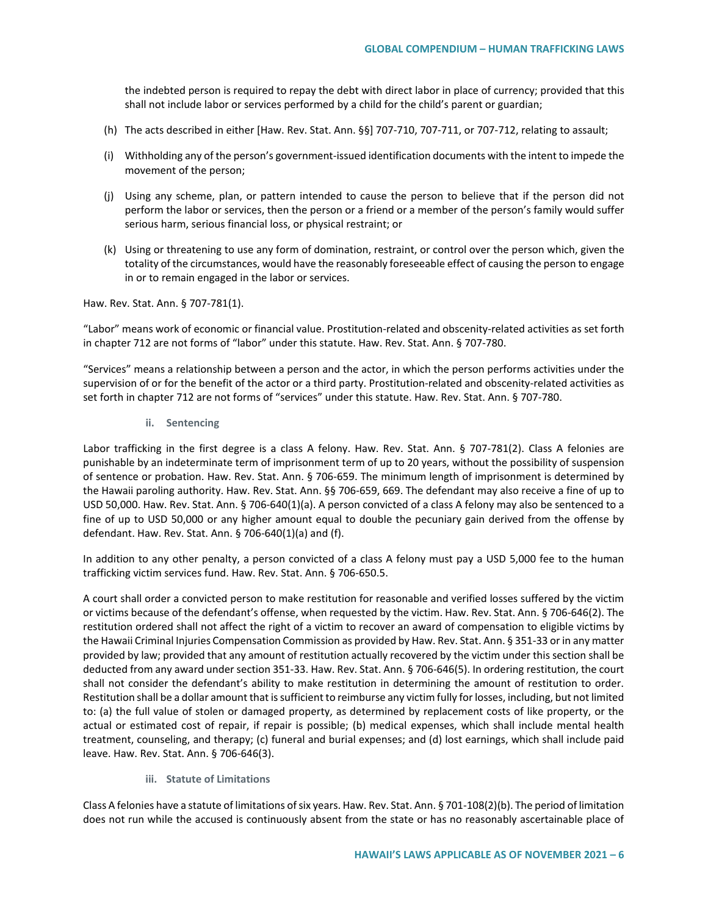the indebted person is required to repay the debt with direct labor in place of currency; provided that this shall not include labor or services performed by a child for the child's parent or guardian;

(h) The acts described in either [Haw. Rev. Stat. Ann. §§] 707-710, 707-711, or 707-712, relating to assault;

(i) Withholding any of the person's government-issued identification documents with the intent to impede the movement of the person;

(j) Using any scheme, plan, or pattern intended to cause the person to believe that if the person did not perform the labor or services, then the person or a friend or a member of the person's family would suffer serious harm, serious financial loss, or physical restraint; or

(k) Using or threatening to use any form of domination, restraint, or control over the person which, given the totality of the circumstances, would have the reasonably foreseeable effect of causing the person to engage in or to remain engaged in the labor or services.

Haw. Rev. Stat. Ann. § 707-781(1).

"Labor" means work of economic or financial value. Prostitution-related and obscenity-related activities as set forth in chapter 712 are not forms of "labor" under this statute. Haw. Rev. Stat. Ann. § 707-780.

"Services" means a relationship between a person and the actor, in which the person performs activities under the supervision of or for the benefit of the actor or a third party. Prostitution-related and obscenity-related activities as set forth in chapter 712 are not forms of "services" under this statute. Haw. Rev. Stat. Ann. § 707-780.

#### ii. Sentencing

Labor trafficking in the first degree is a class A felony. Haw. Rev. Stat. Ann. § 707-781(2). Class A felonies are punishable by an indeterminate term of imprisonment term of up to 20 years, without the possibility of suspension of sentence or probation. Haw. Rev. Stat. Ann. § 706-659. The minimum length of imprisonment is determined by the Hawaii paroling authority. Haw. Rev. Stat. Ann. §§ 706-659, 669. The defendant may also receive a fine of up to USD 50,000. Haw. Rev. Stat. Ann. § 706-640(1)(a). A person convicted of a class A felony may also be sentenced to a fine of up to USD 50,000 or any higher amount equal to double the pecuniary gain derived from the offense by defendant. Haw. Rev. Stat. Ann. § 706-640(1)(a) and (f).

In addition to any other penalty, a person convicted of a class A felony must pay a USD 5,000 fee to the human trafficking victim services fund. Haw. Rev. Stat. Ann. § 706-650.5.

A court shall order a convicted person to make restitution for reasonable and verified losses suffered by the victim or victims because of the defendant's offense, when requested by the victim. Haw. Rev. Stat. Ann. § 706-646(2). The restitution ordered shall not affect the right of a victim to recover an award of compensation to eligible victims by the Hawaii Criminal Injuries Compensation Commission as provided by Haw. Rev. Stat. Ann. § 351-33 or in any matter provided by law; provided that any amount of restitution actually recovered by the victim under this section shall be deducted from any award under section 351-33. Haw. Rev. Stat. Ann. § 706-646(5). In ordering restitution, the court shall not consider the defendant's ability to make restitution in determining the amount of restitution to order. Restitution shall be a dollar amount that is sufficient to reimburse any victim fully for losses, including, but not limited to: (a) the full value of stolen or damaged property, as determined by replacement costs of like property, or the actual or estimated cost of repair, if repair is possible; (b) medical expenses, which shall include mental health treatment, counseling, and therapy; (c) funeral and burial expenses; and (d) lost earnings, which shall include paid leave. Haw. Rev. Stat. Ann. § 706-646(3).

#### iii. Statute of Limitations

Class A felonies have a statute of limitations of six years. Haw. Rev. Stat. Ann. § 701-108(2)(b). The period of limitation does not run while the accused is continuously absent from the state or has no reasonably ascertainable place of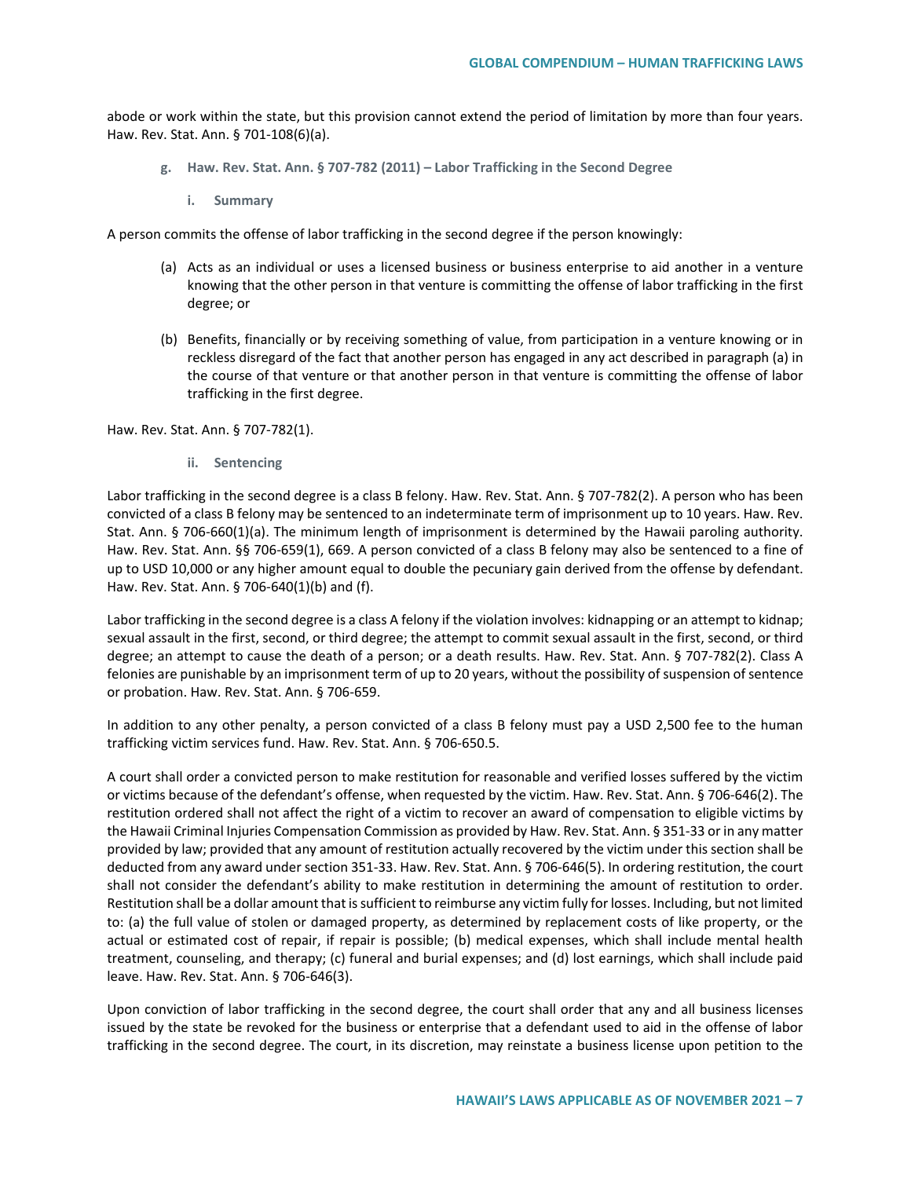abode or work within the state, but this provision cannot extend the period of limitation by more than four years. Haw. Rev. Stat. Ann. § 701-108(6)(a).

### g. Haw. Rev. Stat. Ann. § 707-782 (2011) – Labor Trafficking in the Second Degree

#### i. Summary

A person commits the offense of labor trafficking in the second degree if the person knowingly:

(a) Acts as an individual or uses a licensed business or business enterprise to aid another in a venture knowing that the other person in that venture is committing the offense of labor trafficking in the first degree; or

(b) Benefits, financially or by receiving something of value, from participation in a venture knowing or in reckless disregard of the fact that another person has engaged in any act described in paragraph (a) in the course of that venture or that another person in that venture is committing the offense of labor trafficking in the first degree.

Haw. Rev. Stat. Ann. § 707-782(1).

#### ii. Sentencing

Labor trafficking in the second degree is a class B felony. Haw. Rev. Stat. Ann. § 707-782(2). A person who has been convicted of a class B felony may be sentenced to an indeterminate term of imprisonment up to 10 years. Haw. Rev. Stat. Ann. § 706-660(1)(a). The minimum length of imprisonment is determined by the Hawaii paroling authority. Haw. Rev. Stat. Ann. §§ 706-659(1), 669. A person convicted of a class B felony may also be sentenced to a fine of up to USD 10,000 or any higher amount equal to double the pecuniary gain derived from the offense by defendant. Haw. Rev. Stat. Ann. § 706-640(1)(b) and (f).

Labor trafficking in the second degree is a class A felony if the violation involves: kidnapping or an attempt to kidnap; sexual assault in the first, second, or third degree; the attempt to commit sexual assault in the first, second, or third degree; an attempt to cause the death of a person; or a death results. Haw. Rev. Stat. Ann. § 707-782(2). Class A felonies are punishable by an imprisonment term of up to 20 years, without the possibility of suspension of sentence or probation. Haw. Rev. Stat. Ann. § 706-659.

In addition to any other penalty, a person convicted of a class B felony must pay a USD 2,500 fee to the human trafficking victim services fund. Haw. Rev. Stat. Ann. § 706-650.5.

A court shall order a convicted person to make restitution for reasonable and verified losses suffered by the victim or victims because of the defendant's offense, when requested by the victim. Haw. Rev. Stat. Ann. § 706-646(2). The restitution ordered shall not affect the right of a victim to recover an award of compensation to eligible victims by the Hawaii Criminal Injuries Compensation Commission as provided by Haw. Rev. Stat. Ann. § 351-33 or in any matter provided by law; provided that any amount of restitution actually recovered by the victim under this section shall be deducted from any award under section 351-33. Haw. Rev. Stat. Ann. § 706-646(5). In ordering restitution, the court shall not consider the defendant's ability to make restitution in determining the amount of restitution to order. Restitution shall be a dollar amount that is sufficient to reimburse any victim fully for losses. Including, but not limited to: (a) the full value of stolen or damaged property, as determined by replacement costs of like property, or the actual or estimated cost of repair, if repair is possible; (b) medical expenses, which shall include mental health treatment, counseling, and therapy; (c) funeral and burial expenses; and (d) lost earnings, which shall include paid leave. Haw. Rev. Stat. Ann. § 706-646(3).

Upon conviction of labor trafficking in the second degree, the court shall order that any and all business licenses issued by the state be revoked for the business or enterprise that a defendant used to aid in the offense of labor trafficking in the second degree. The court, in its discretion, may reinstate a business license upon petition to the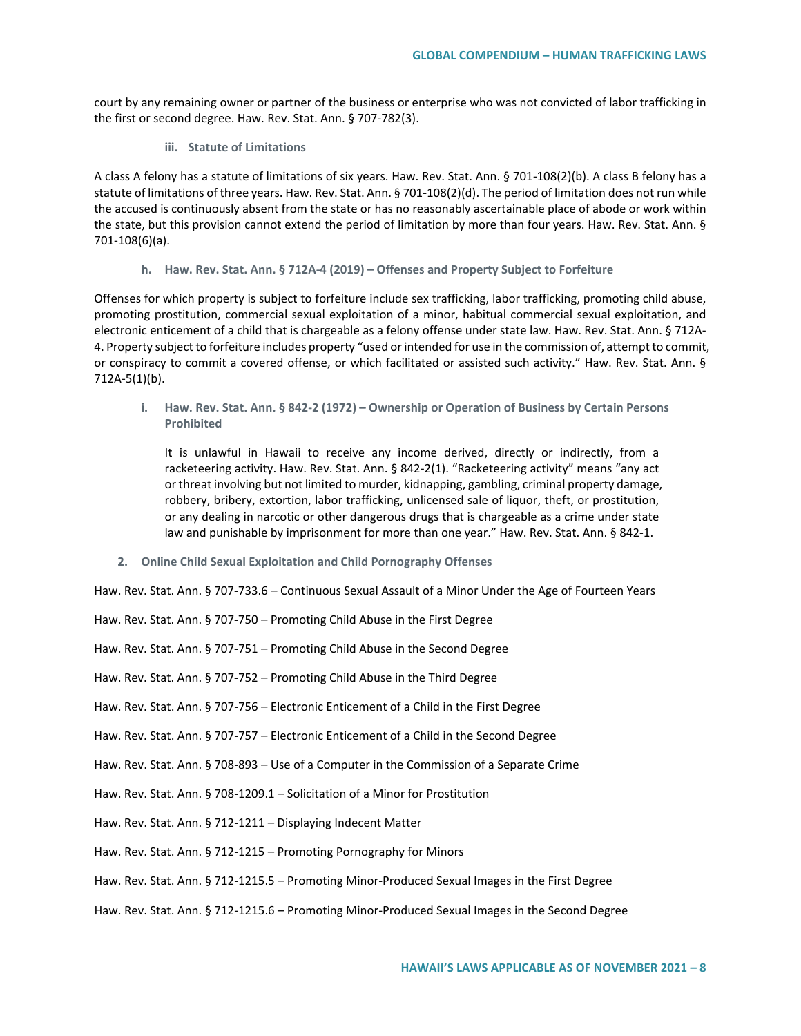court by any remaining owner or partner of the business or enterprise who was not convicted of labor trafficking in the first or second degree. Haw. Rev. Stat. Ann. § 707-782(3).

#### iii. Statute of Limitations

A class A felony has a statute of limitations of six years. Haw. Rev. Stat. Ann. § 701-108(2)(b). A class B felony has a statute of limitations of three years. Haw. Rev. Stat. Ann. § 701-108(2)(d). The period of limitation does not run while the accused is continuously absent from the state or has no reasonably ascertainable place of abode or work within the state, but this provision cannot extend the period of limitation by more than four years. Haw. Rev. Stat. Ann. § 701-108(6)(a).

### h. Haw. Rev. Stat. Ann. § 712A-4 (2019) – Offenses and Property Subject to Forfeiture

Offenses for which property is subject to forfeiture include sex trafficking, labor trafficking, promoting child abuse, promoting prostitution, commercial sexual exploitation of a minor, habitual commercial sexual exploitation, and electronic enticement of a child that is chargeable as a felony offense under state law. Haw. Rev. Stat. Ann. § 712A-4. Property subject to forfeiture includes property "used or intended for use in the commission of, attempt to commit, or conspiracy to commit a covered offense, or which facilitated or assisted such activity." Haw. Rev. Stat. Ann. § 712A-5(1)(b).

### i. Haw. Rev. Stat. Ann. § 842-2 (1972) – Ownership or Operation of Business by Certain Persons Prohibited

> It is unlawful in Hawaii to receive any income derived, directly or indirectly, from a racketeering activity. Haw. Rev. Stat. Ann. § 842-2(1). "Racketeering activity" means "any act or threat involving but not limited to murder, kidnapping, gambling, criminal property damage, robbery, bribery, extortion, labor trafficking, unlicensed sale of liquor, theft, or prostitution, or any dealing in narcotic or other dangerous drugs that is chargeable as a crime under state law and punishable by imprisonment for more than one year." Haw. Rev. Stat. Ann. § 842-1.

## 2. Online Child Sexual Exploitation and Child Pornography Offenses

Haw. Rev. Stat. Ann. § 707-733.6 – Continuous Sexual Assault of a Minor Under the Age of Fourteen Years

Haw. Rev. Stat. Ann. § 707-750 – Promoting Child Abuse in the First Degree

Haw. Rev. Stat. Ann. § 707-751 – Promoting Child Abuse in the Second Degree

Haw. Rev. Stat. Ann. § 707-752 – Promoting Child Abuse in the Third Degree

Haw. Rev. Stat. Ann. § 707-756 – Electronic Enticement of a Child in the First Degree

Haw. Rev. Stat. Ann. § 707-757 – Electronic Enticement of a Child in the Second Degree

Haw. Rev. Stat. Ann. § 708-893 – Use of a Computer in the Commission of a Separate Crime

Haw. Rev. Stat. Ann. § 708-1209.1 – Solicitation of a Minor for Prostitution

Haw. Rev. Stat. Ann. § 712-1211 – Displaying Indecent Matter

Haw. Rev. Stat. Ann. § 712-1215 – Promoting Pornography for Minors

Haw. Rev. Stat. Ann. § 712-1215.5 – Promoting Minor-Produced Sexual Images in the First Degree

Haw. Rev. Stat. Ann. § 712-1215.6 – Promoting Minor-Produced Sexual Images in the Second Degree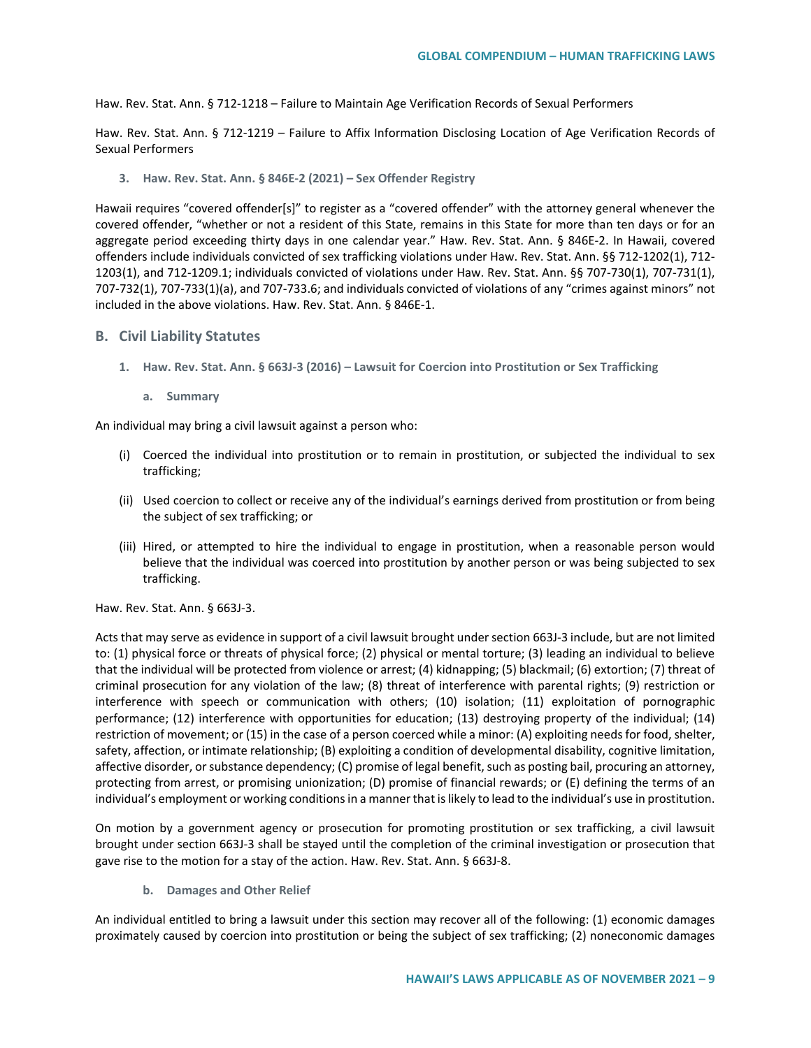Haw. Rev. Stat. Ann. § 712-1218 – Failure to Maintain Age Verification Records of Sexual Performers

Haw. Rev. Stat. Ann. § 712-1219 – Failure to Affix Information Disclosing Location of Age Verification Records of Sexual Performers

### 3. Haw. Rev. Stat. Ann. § 846E-2 (2021) – Sex Offender Registry

Hawaii requires "covered offender[s]" to register as a "covered offender" with the attorney general whenever the covered offender, "whether or not a resident of this State, remains in this State for more than ten days or for an aggregate period exceeding thirty days in one calendar year." Haw. Rev. Stat. Ann. § 846E-2. In Hawaii, covered offenders include individuals convicted of sex trafficking violations under Haw. Rev. Stat. Ann. §§ 712-1202(1), 712-1203(1), and 712-1209.1; individuals convicted of violations under Haw. Rev. Stat. Ann. §§ 707-730(1), 707-731(1), 707-732(1), 707-733(1)(a), and 707-733.6; and individuals convicted of violations of any "crimes against minors" not included in the above violations. Haw. Rev. Stat. Ann. § 846E-1.

## B. Civil Liability Statutes

### 1. Haw. Rev. Stat. Ann. § 663J-3 (2016) – Lawsuit for Coercion into Prostitution or Sex Trafficking

#### a. Summary

An individual may bring a civil lawsuit against a person who:

(i) Coerced the individual into prostitution or to remain in prostitution, or subjected the individual to sex trafficking;

(ii) Used coercion to collect or receive any of the individual's earnings derived from prostitution or from being the subject of sex trafficking; or

(iii) Hired, or attempted to hire the individual to engage in prostitution, when a reasonable person would believe that the individual was coerced into prostitution by another person or was being subjected to sex trafficking.

Haw. Rev. Stat. Ann. § 663J-3.

Acts that may serve as evidence in support of a civil lawsuit brought under section 663J-3 include, but are not limited to: (1) physical force or threats of physical force; (2) physical or mental torture; (3) leading an individual to believe that the individual will be protected from violence or arrest; (4) kidnapping; (5) blackmail; (6) extortion; (7) threat of criminal prosecution for any violation of the law; (8) threat of interference with parental rights; (9) restriction or interference with speech or communication with others; (10) isolation; (11) exploitation of pornographic performance; (12) interference with opportunities for education; (13) destroying property of the individual; (14) restriction of movement; or (15) in the case of a person coerced while a minor: (A) exploiting needs for food, shelter, safety, affection, or intimate relationship; (B) exploiting a condition of developmental disability, cognitive limitation, affective disorder, or substance dependency; (C) promise of legal benefit, such as posting bail, procuring an attorney, protecting from arrest, or promising unionization; (D) promise of financial rewards; or (E) defining the terms of an individual's employment or working conditions in a manner that is likely to lead to the individual's use in prostitution.

On motion by a government agency or prosecution for promoting prostitution or sex trafficking, a civil lawsuit brought under section 663J-3 shall be stayed until the completion of the criminal investigation or prosecution that gave rise to the motion for a stay of the action. Haw. Rev. Stat. Ann. § 663J-8.

#### b. Damages and Other Relief

An individual entitled to bring a lawsuit under this section may recover all of the following: (1) economic damages proximately caused by coercion into prostitution or being the subject of sex trafficking; (2) noneconomic damages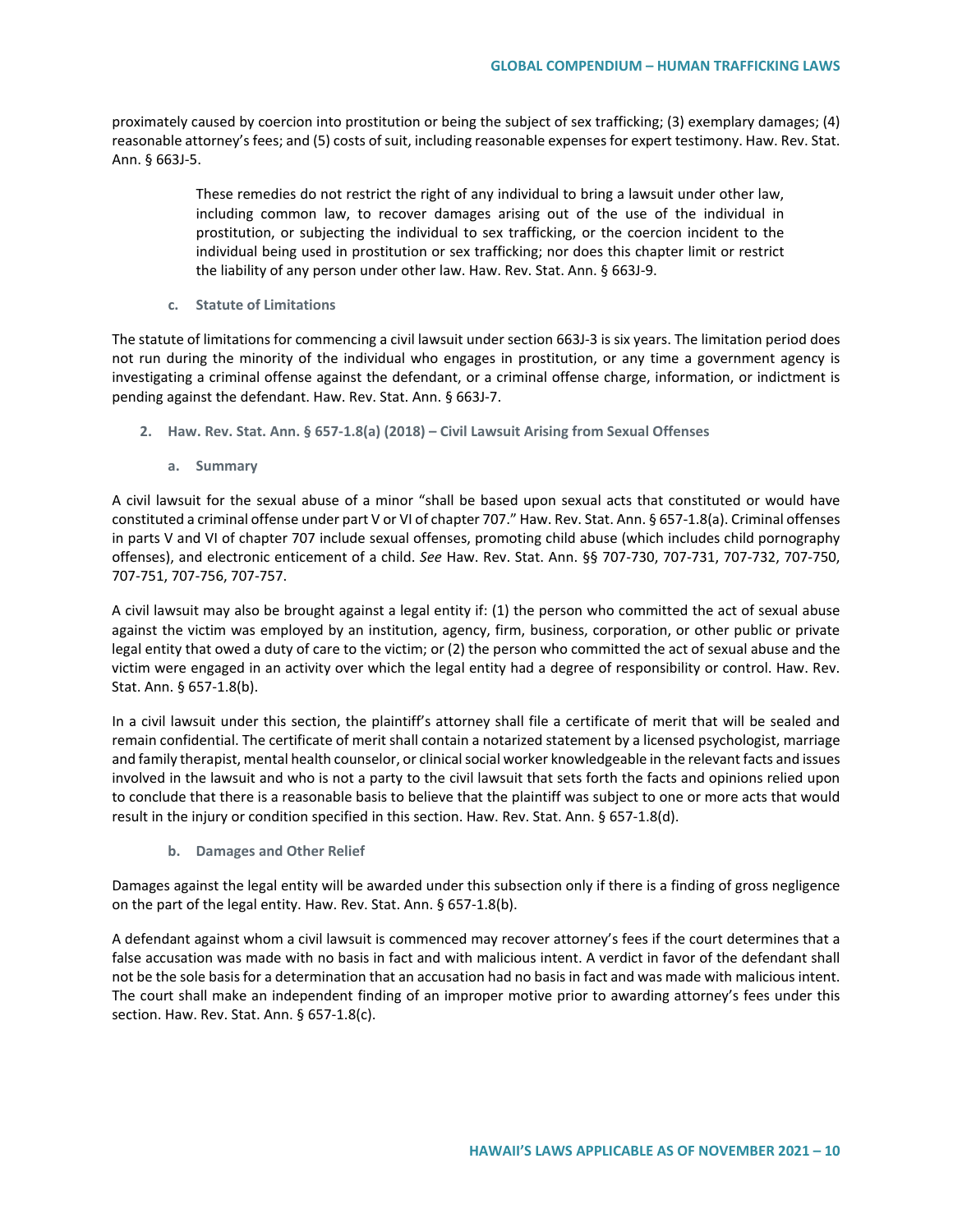proximately caused by coercion into prostitution or being the subject of sex trafficking; (3) exemplary damages; (4) reasonable attorney's fees; and (5) costs of suit, including reasonable expenses for expert testimony. Haw. Rev. Stat. Ann. § 663J-5.

> These remedies do not restrict the right of any individual to bring a lawsuit under other law, including common law, to recover damages arising out of the use of the individual in prostitution, or subjecting the individual to sex trafficking, or the coercion incident to the individual being used in prostitution or sex trafficking; nor does this chapter limit or restrict the liability of any person under other law. Haw. Rev. Stat. Ann. § 663J-9.

#### c. Statute of Limitations

The statute of limitations for commencing a civil lawsuit under section 663J-3 is six years. The limitation period does not run during the minority of the individual who engages in prostitution, or any time a government agency is investigating a criminal offense against the defendant, or a criminal offense charge, information, or indictment is pending against the defendant. Haw. Rev. Stat. Ann. § 663J-7.

### 2. Haw. Rev. Stat. Ann. § 657-1.8(a) (2018) – Civil Lawsuit Arising from Sexual Offenses

#### a. Summary

A civil lawsuit for the sexual abuse of a minor "shall be based upon sexual acts that constituted or would have constituted a criminal offense under part V or VI of chapter 707." Haw. Rev. Stat. Ann. § 657-1.8(a). Criminal offenses in parts V and VI of chapter 707 include sexual offenses, promoting child abuse (which includes child pornography offenses), and electronic enticement of a child. *See* Haw. Rev. Stat. Ann. §§ 707-730, 707-731, 707-732, 707-750, 707-751, 707-756, 707-757.

A civil lawsuit may also be brought against a legal entity if: (1) the person who committed the act of sexual abuse against the victim was employed by an institution, agency, firm, business, corporation, or other public or private legal entity that owed a duty of care to the victim; or (2) the person who committed the act of sexual abuse and the victim were engaged in an activity over which the legal entity had a degree of responsibility or control. Haw. Rev. Stat. Ann. § 657-1.8(b).

In a civil lawsuit under this section, the plaintiff's attorney shall file a certificate of merit that will be sealed and remain confidential. The certificate of merit shall contain a notarized statement by a licensed psychologist, marriage and family therapist, mental health counselor, or clinical social worker knowledgeable in the relevant facts and issues involved in the lawsuit and who is not a party to the civil lawsuit that sets forth the facts and opinions relied upon to conclude that there is a reasonable basis to believe that the plaintiff was subject to one or more acts that would result in the injury or condition specified in this section. Haw. Rev. Stat. Ann. § 657-1.8(d).

#### b. Damages and Other Relief

Damages against the legal entity will be awarded under this subsection only if there is a finding of gross negligence on the part of the legal entity. Haw. Rev. Stat. Ann. § 657-1.8(b).

A defendant against whom a civil lawsuit is commenced may recover attorney's fees if the court determines that a false accusation was made with no basis in fact and with malicious intent. A verdict in favor of the defendant shall not be the sole basis for a determination that an accusation had no basis in fact and was made with malicious intent. The court shall make an independent finding of an improper motive prior to awarding attorney's fees under this section. Haw. Rev. Stat. Ann. § 657-1.8(c).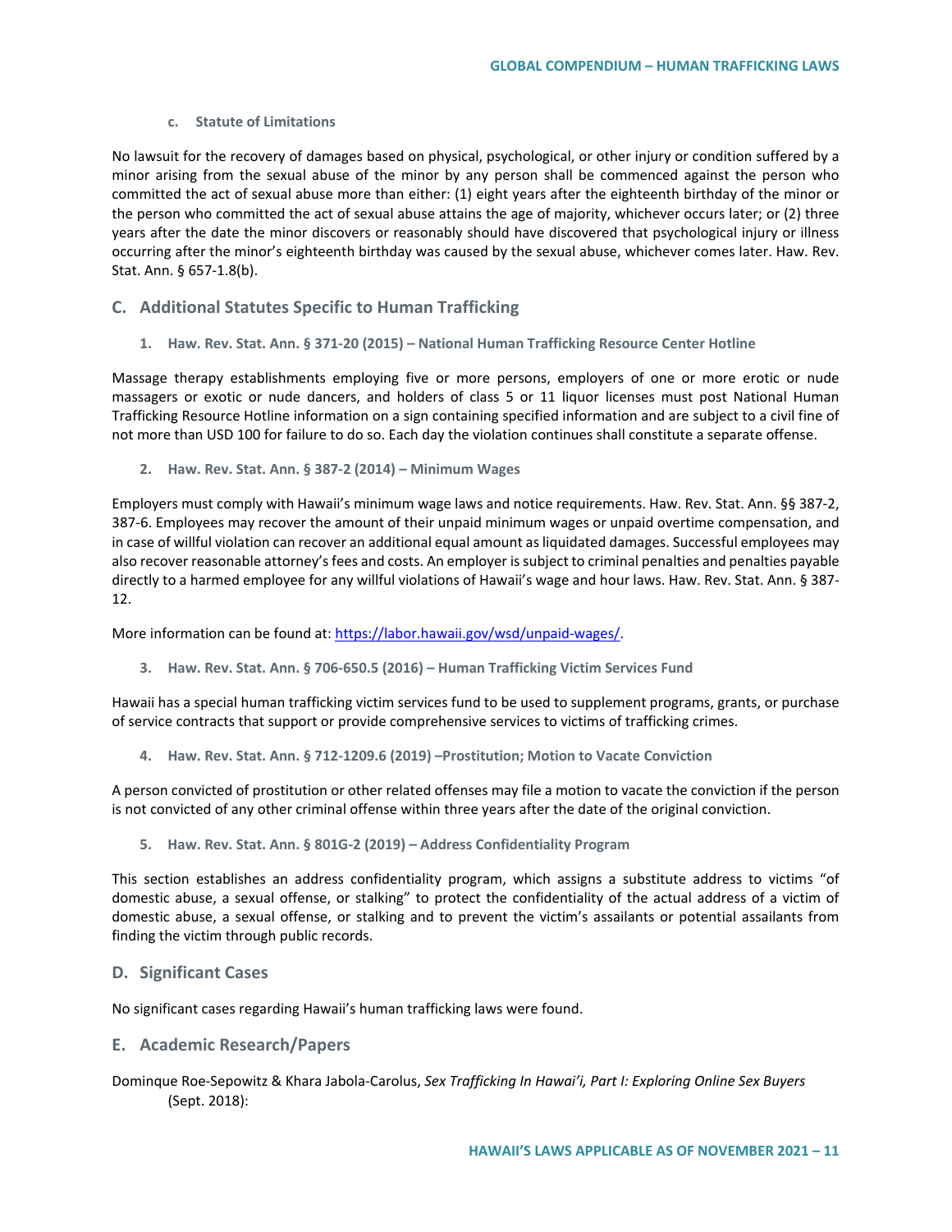#### c. Statute of Limitations

No lawsuit for the recovery of damages based on physical, psychological, or other injury or condition suffered by a minor arising from the sexual abuse of the minor by any person shall be commenced against the person who committed the act of sexual abuse more than either: (1) eight years after the eighteenth birthday of the minor or the person who committed the act of sexual abuse attains the age of majority, whichever occurs later; or (2) three years after the date the minor discovers or reasonably should have discovered that psychological injury or illness occurring after the minor's eighteenth birthday was caused by the sexual abuse, whichever comes later. Haw. Rev. Stat. Ann. § 657-1.8(b).

## C. Additional Statutes Specific to Human Trafficking

### 1. Haw. Rev. Stat. Ann. § 371-20 (2015) – National Human Trafficking Resource Center Hotline

Massage therapy establishments employing five or more persons, employers of one or more erotic or nude massagers or exotic or nude dancers, and holders of class 5 or 11 liquor licenses must post National Human Trafficking Resource Hotline information on a sign containing specified information and are subject to a civil fine of not more than USD 100 for failure to do so. Each day the violation continues shall constitute a separate offense.

### 2. Haw. Rev. Stat. Ann. § 387-2 (2014) – Minimum Wages

Employers must comply with Hawaii's minimum wage laws and notice requirements. Haw. Rev. Stat. Ann. §§ 387-2, 387-6. Employees may recover the amount of their unpaid minimum wages or unpaid overtime compensation, and in case of willful violation can recover an additional equal amount as liquidated damages. Successful employees may also recover reasonable attorney's fees and costs. An employer is subject to criminal penalties and penalties payable directly to a harmed employee for any willful violations of Hawaii's wage and hour laws. Haw. Rev. Stat. Ann. § 387-12.

More information can be found at: https://labor.hawaii.gov/wsd/unpaid-wages/.

### 3. Haw. Rev. Stat. Ann. § 706-650.5 (2016) – Human Trafficking Victim Services Fund

Hawaii has a special human trafficking victim services fund to be used to supplement programs, grants, or purchase of service contracts that support or provide comprehensive services to victims of trafficking crimes.

### 4. Haw. Rev. Stat. Ann. § 712-1209.6 (2019) –Prostitution; Motion to Vacate Conviction

A person convicted of prostitution or other related offenses may file a motion to vacate the conviction if the person is not convicted of any other criminal offense within three years after the date of the original conviction.

### 5. Haw. Rev. Stat. Ann. § 801G-2 (2019) – Address Confidentiality Program

This section establishes an address confidentiality program, which assigns a substitute address to victims "of domestic abuse, a sexual offense, or stalking" to protect the confidentiality of the actual address of a victim of domestic abuse, a sexual offense, or stalking and to prevent the victim's assailants or potential assailants from finding the victim through public records.

## D. Significant Cases

No significant cases regarding Hawaii's human trafficking laws were found.

## E. Academic Research/Papers

Dominque Roe-Sepowitz & Khara Jabola-Carolus, *Sex Trafficking In Hawai'i, Part I: Exploring Online Sex Buyers* (Sept. 2018):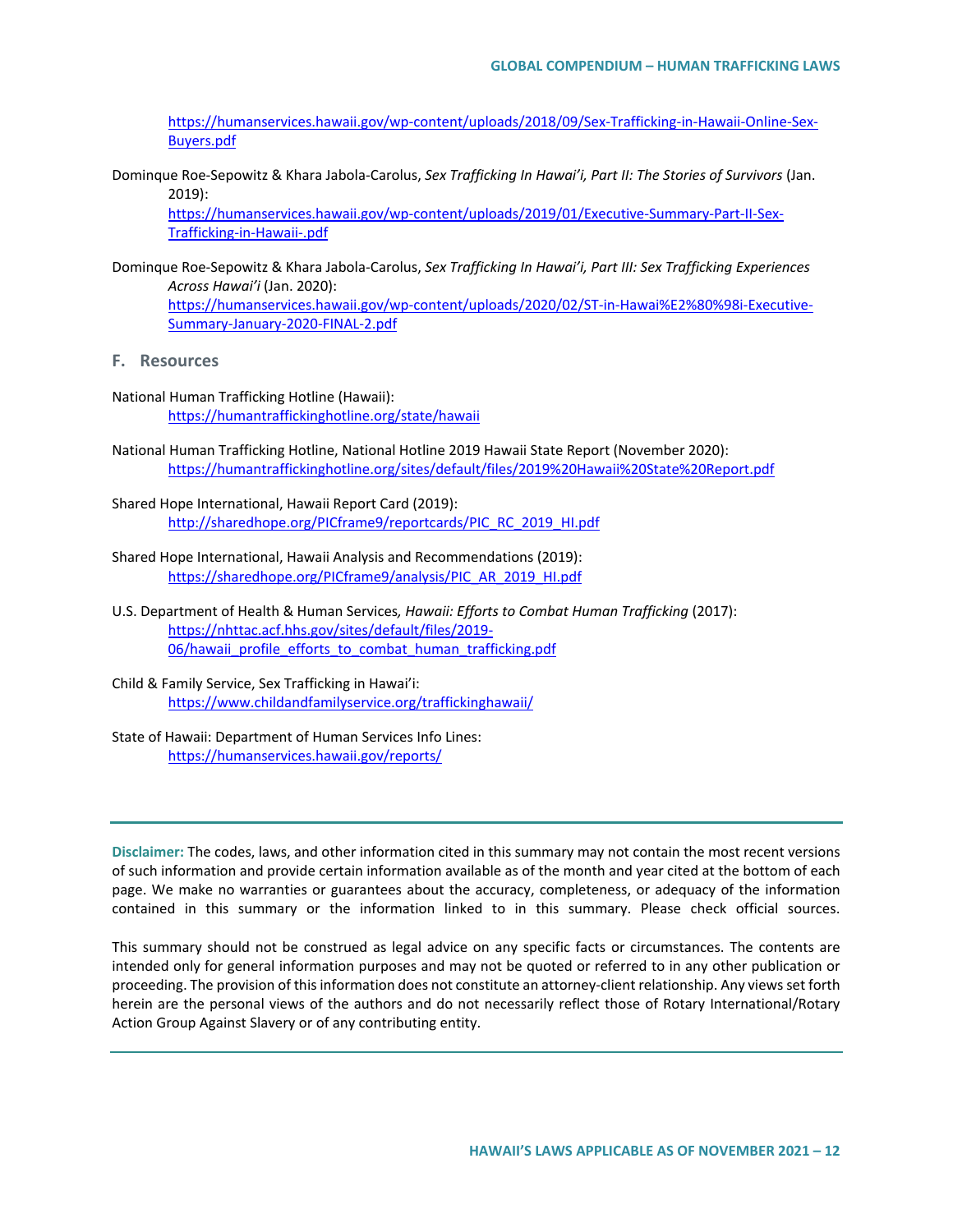https://humanservices.hawaii.gov/wp-content/uploads/2018/09/Sex-Trafficking-in-Hawaii-Online-Sex-Buyers.pdf

Dominque Roe-Sepowitz & Khara Jabola-Carolus, *Sex Trafficking In Hawai'i, Part II: The Stories of Survivors* (Jan. 2019):
https://humanservices.hawaii.gov/wp-content/uploads/2019/01/Executive-Summary-Part-II-Sex-Trafficking-in-Hawaii-.pdf

Dominque Roe-Sepowitz & Khara Jabola-Carolus, *Sex Trafficking In Hawai'i, Part III: Sex Trafficking Experiences Across Hawai'i* (Jan. 2020):
https://humanservices.hawaii.gov/wp-content/uploads/2020/02/ST-in-Hawai%E2%80%98i-Executive-Summary-January-2020-FINAL-2.pdf

## F. Resources

National Human Trafficking Hotline (Hawaii):
https://humantraffickinghotline.org/state/hawaii

National Human Trafficking Hotline, National Hotline 2019 Hawaii State Report (November 2020):
https://humantraffickinghotline.org/sites/default/files/2019%20Hawaii%20State%20Report.pdf

Shared Hope International, Hawaii Report Card (2019):
http://sharedhope.org/PICframe9/reportcards/PIC_RC_2019_HI.pdf

Shared Hope International, Hawaii Analysis and Recommendations (2019):
https://sharedhope.org/PICframe9/analysis/PIC_AR_2019_HI.pdf

U.S. Department of Health & Human Services*, Hawaii: Efforts to Combat Human Trafficking* (2017):
https://nhttac.acf.hhs.gov/sites/default/files/2019-06/hawaii_profile_efforts_to_combat_human_trafficking.pdf

Child & Family Service, Sex Trafficking in Hawai'i:
https://www.childandfamilyservice.org/traffickinghawaii/

State of Hawaii: Department of Human Services Info Lines:
https://humanservices.hawaii.gov/reports/

---

**Disclaimer:** The codes, laws, and other information cited in this summary may not contain the most recent versions of such information and provide certain information available as of the month and year cited at the bottom of each page. We make no warranties or guarantees about the accuracy, completeness, or adequacy of the information contained in this summary or the information linked to in this summary. Please check official sources.

This summary should not be construed as legal advice on any specific facts or circumstances. The contents are intended only for general information purposes and may not be quoted or referred to in any other publication or proceeding. The provision of this information does not constitute an attorney-client relationship. Any views set forth herein are the personal views of the authors and do not necessarily reflect those of Rotary International/Rotary Action Group Against Slavery or of any contributing entity.

---